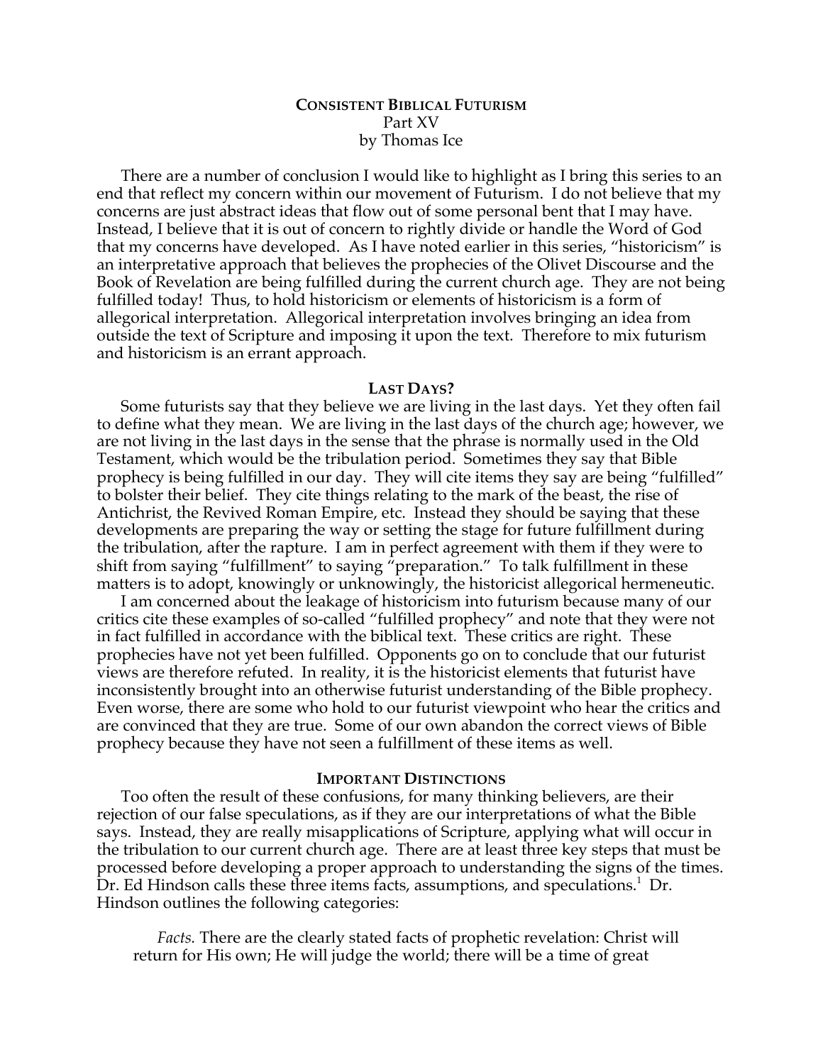**CONSISTENT BIBLICAL FUTURISM**
Part XV
by Thomas Ice

There are a number of conclusion I would like to highlight as I bring this series to an end that reflect my concern within our movement of Futurism. I do not believe that my concerns are just abstract ideas that flow out of some personal bent that I may have. Instead, I believe that it is out of concern to rightly divide or handle the Word of God that my concerns have developed. As I have noted earlier in this series, "historicism" is an interpretative approach that believes the prophecies of the Olivet Discourse and the Book of Revelation are being fulfilled during the current church age. They are not being fulfilled today! Thus, to hold historicism or elements of historicism is a form of allegorical interpretation. Allegorical interpretation involves bringing an idea from outside the text of Scripture and imposing it upon the text. Therefore to mix futurism and historicism is an errant approach.

## LAST DAYS?

Some futurists say that they believe we are living in the last days. Yet they often fail to define what they mean. We are living in the last days of the church age; however, we are not living in the last days in the sense that the phrase is normally used in the Old Testament, which would be the tribulation period. Sometimes they say that Bible prophecy is being fulfilled in our day. They will cite items they say are being "fulfilled" to bolster their belief. They cite things relating to the mark of the beast, the rise of Antichrist, the Revived Roman Empire, etc. Instead they should be saying that these developments are preparing the way or setting the stage for future fulfillment during the tribulation, after the rapture. I am in perfect agreement with them if they were to shift from saying "fulfillment" to saying "preparation." To talk fulfillment in these matters is to adopt, knowingly or unknowingly, the historicist allegorical hermeneutic.

I am concerned about the leakage of historicism into futurism because many of our critics cite these examples of so-called "fulfilled prophecy" and note that they were not in fact fulfilled in accordance with the biblical text. These critics are right. These prophecies have not yet been fulfilled. Opponents go on to conclude that our futurist views are therefore refuted. In reality, it is the historicist elements that futurist have inconsistently brought into an otherwise futurist understanding of the Bible prophecy. Even worse, there are some who hold to our futurist viewpoint who hear the critics and are convinced that they are true. Some of our own abandon the correct views of Bible prophecy because they have not seen a fulfillment of these items as well.

## IMPORTANT DISTINCTIONS

Too often the result of these confusions, for many thinking believers, are their rejection of our false speculations, as if they are our interpretations of what the Bible says. Instead, they are really misapplications of Scripture, applying what will occur in the tribulation to our current church age. There are at least three key steps that must be processed before developing a proper approach to understanding the signs of the times. Dr. Ed Hindson calls these three items facts, assumptions, and speculations.[1] Dr. Hindson outlines the following categories:

> *Facts.* There are the clearly stated facts of prophetic revelation: Christ will return for His own; He will judge the world; there will be a time of great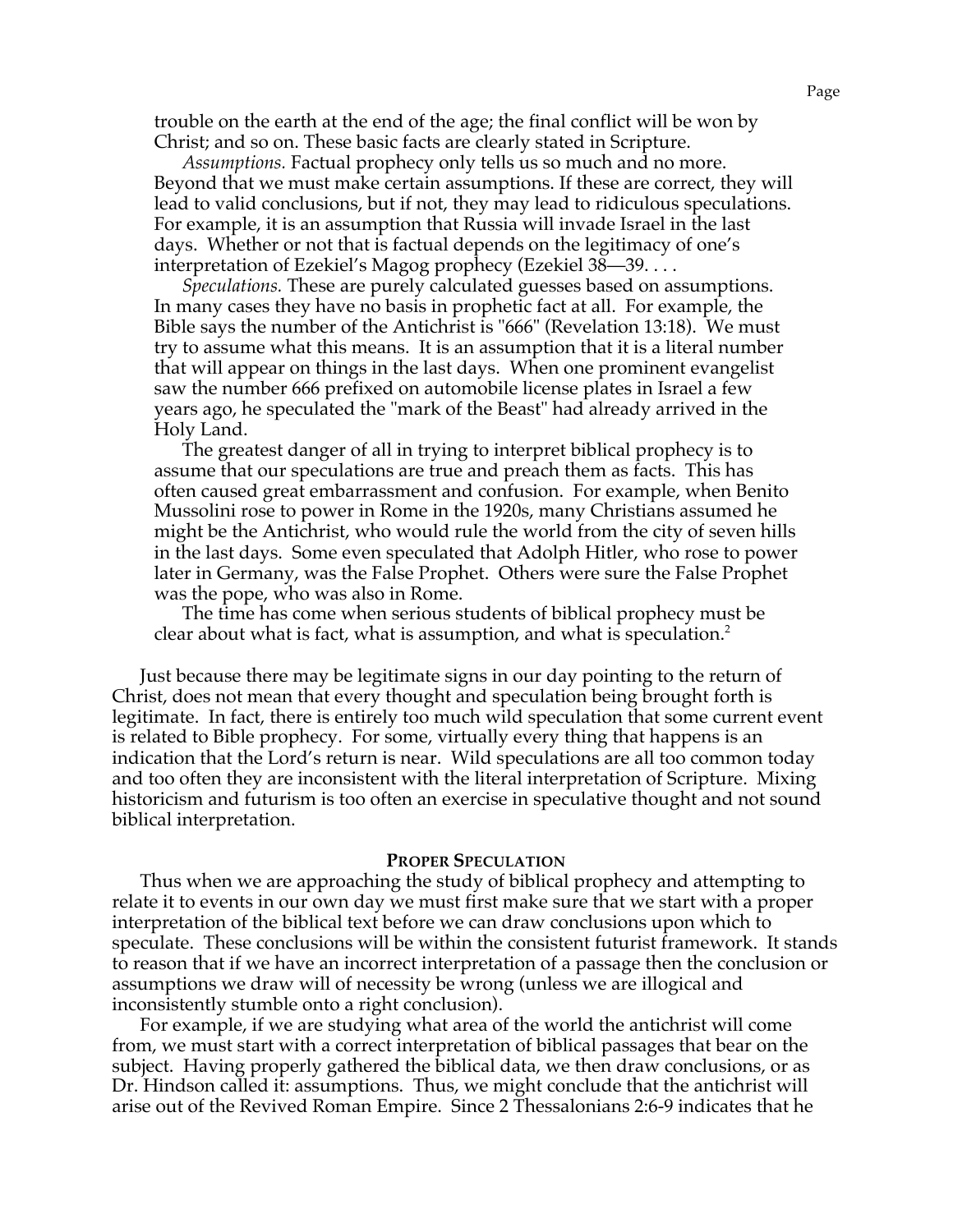trouble on the earth at the end of the age; the final conflict will be won by Christ; and so on. These basic facts are clearly stated in Scripture.

> *Assumptions.* Factual prophecy only tells us so much and no more. Beyond that we must make certain assumptions. If these are correct, they will lead to valid conclusions, but if not, they may lead to ridiculous speculations. For example, it is an assumption that Russia will invade Israel in the last days. Whether or not that is factual depends on the legitimacy of one's interpretation of Ezekiel's Magog prophecy (Ezekiel 38—39. . . .
>
> *Speculations.* These are purely calculated guesses based on assumptions. In many cases they have no basis in prophetic fact at all. For example, the Bible says the number of the Antichrist is "666" (Revelation 13:18). We must try to assume what this means. It is an assumption that it is a literal number that will appear on things in the last days. When one prominent evangelist saw the number 666 prefixed on automobile license plates in Israel a few years ago, he speculated the "mark of the Beast" had already arrived in the Holy Land.
>
> The greatest danger of all in trying to interpret biblical prophecy is to assume that our speculations are true and preach them as facts. This has often caused great embarrassment and confusion. For example, when Benito Mussolini rose to power in Rome in the 1920s, many Christians assumed he might be the Antichrist, who would rule the world from the city of seven hills in the last days. Some even speculated that Adolph Hitler, who rose to power later in Germany, was the False Prophet. Others were sure the False Prophet was the pope, who was also in Rome.
>
> The time has come when serious students of biblical prophecy must be clear about what is fact, what is assumption, and what is speculation.[2]

Just because there may be legitimate signs in our day pointing to the return of Christ, does not mean that every thought and speculation being brought forth is legitimate. In fact, there is entirely too much wild speculation that some current event is related to Bible prophecy. For some, virtually every thing that happens is an indication that the Lord's return is near. Wild speculations are all too common today and too often they are inconsistent with the literal interpretation of Scripture. Mixing historicism and futurism is too often an exercise in speculative thought and not sound biblical interpretation.

## Proper Speculation

Thus when we are approaching the study of biblical prophecy and attempting to relate it to events in our own day we must first make sure that we start with a proper interpretation of the biblical text before we can draw conclusions upon which to speculate. These conclusions will be within the consistent futurist framework. It stands to reason that if we have an incorrect interpretation of a passage then the conclusion or assumptions we draw will of necessity be wrong (unless we are illogical and inconsistently stumble onto a right conclusion).

For example, if we are studying what area of the world the antichrist will come from, we must start with a correct interpretation of biblical passages that bear on the subject. Having properly gathered the biblical data, we then draw conclusions, or as Dr. Hindson called it: assumptions. Thus, we might conclude that the antichrist will arise out of the Revived Roman Empire. Since 2 Thessalonians 2:6-9 indicates that he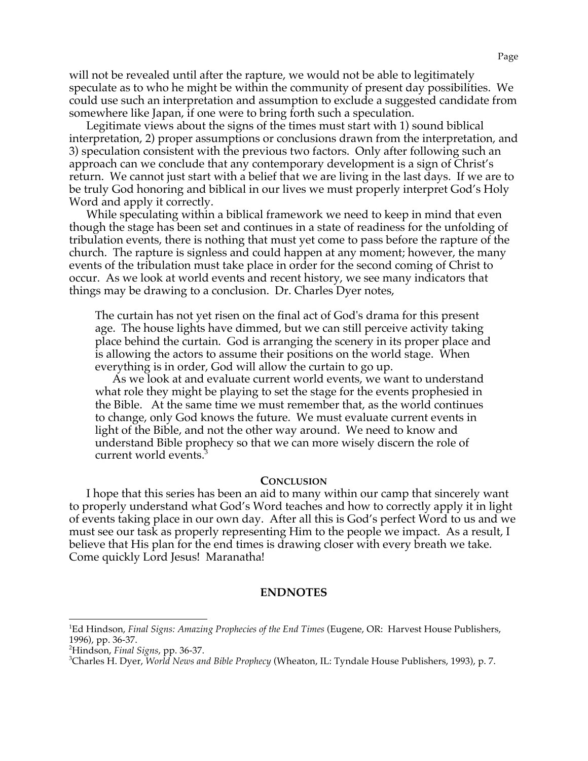will not be revealed until after the rapture, we would not be able to legitimately speculate as to who he might be within the community of present day possibilities. We could use such an interpretation and assumption to exclude a suggested candidate from somewhere like Japan, if one were to bring forth such a speculation.

Legitimate views about the signs of the times must start with 1) sound biblical interpretation, 2) proper assumptions or conclusions drawn from the interpretation, and 3) speculation consistent with the previous two factors. Only after following such an approach can we conclude that any contemporary development is a sign of Christ's return. We cannot just start with a belief that we are living in the last days. If we are to be truly God honoring and biblical in our lives we must properly interpret God's Holy Word and apply it correctly.

While speculating within a biblical framework we need to keep in mind that even though the stage has been set and continues in a state of readiness for the unfolding of tribulation events, there is nothing that must yet come to pass before the rapture of the church. The rapture is signless and could happen at any moment; however, the many events of the tribulation must take place in order for the second coming of Christ to occur. As we look at world events and recent history, we see many indicators that things may be drawing to a conclusion. Dr. Charles Dyer notes,

> The curtain has not yet risen on the final act of God's drama for this present age. The house lights have dimmed, but we can still perceive activity taking place behind the curtain. God is arranging the scenery in its proper place and is allowing the actors to assume their positions on the world stage. When everything is in order, God will allow the curtain to go up.
>
> As we look at and evaluate current world events, we want to understand what role they might be playing to set the stage for the events prophesied in the Bible. At the same time we must remember that, as the world continues to change, only God knows the future. We must evaluate current events in light of the Bible, and not the other way around. We need to know and understand Bible prophecy so that we can more wisely discern the role of current world events.[3]

## CONCLUSION

I hope that this series has been an aid to many within our camp that sincerely want to properly understand what God's Word teaches and how to correctly apply it in light of events taking place in our own day. After all this is God's perfect Word to us and we must see our task as properly representing Him to the people we impact. As a result, I believe that His plan for the end times is drawing closer with every breath we take. Come quickly Lord Jesus! Maranatha!

## ENDNOTES

[1]Ed Hindson, *Final Signs: Amazing Prophecies of the End Times* (Eugene, OR: Harvest House Publishers, 1996), pp. 36-37.

[2]Hindson, *Final Signs*, pp. 36-37.

[3]Charles H. Dyer, *World News and Bible Prophecy* (Wheaton, IL: Tyndale House Publishers, 1993), p. 7.